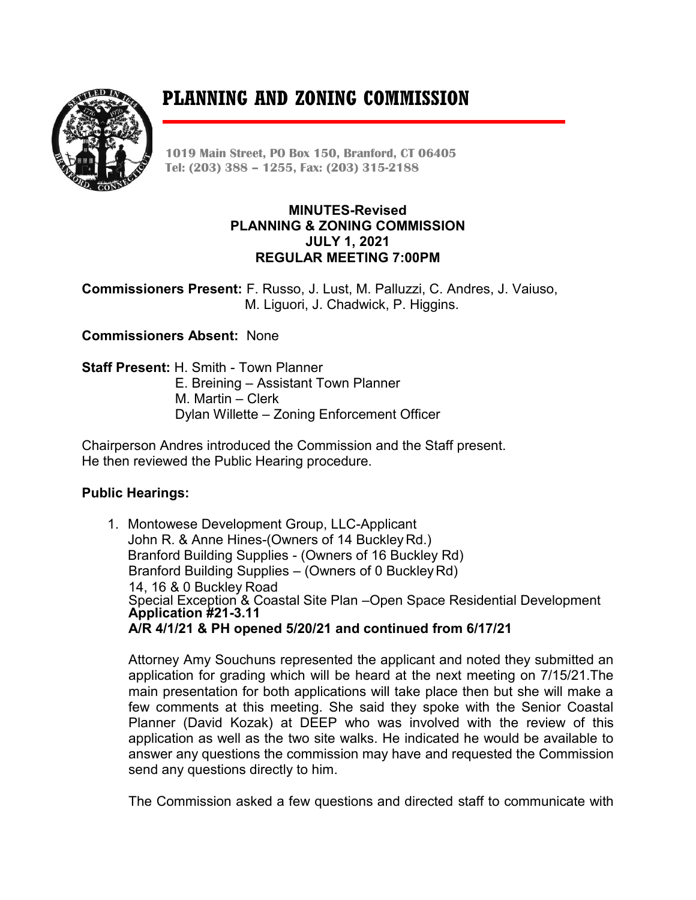# PLANNING AND ZONING COMMISSION

**1019 Main Street, PO Box 150, Branford, CT 06405**
**Tel: (203) 388 – 1255, Fax: (203) 315-2188**

**MINUTES-Revised**
**PLANNING & ZONING COMMISSION**
**JULY 1, 2021**
**REGULAR MEETING 7:00PM**

**Commissioners Present:** F. Russo, J. Lust, M. Palluzzi, C. Andres, J. Vaiuso, M. Liguori, J. Chadwick, P. Higgins.

**Commissioners Absent:** None

**Staff Present:** H. Smith - Town Planner
E. Breining – Assistant Town Planner
M. Martin – Clerk
Dylan Willette – Zoning Enforcement Officer

Chairperson Andres introduced the Commission and the Staff present.
He then reviewed the Public Hearing procedure.

**Public Hearings:**

1. Montowese Development Group, LLC-Applicant
   John R. & Anne Hines-(Owners of 14 Buckley Rd.)
   Branford Building Supplies - (Owners of 16 Buckley Rd)
   Branford Building Supplies – (Owners of 0 Buckley Rd)
   14, 16 & 0 Buckley Road
   Special Exception & Coastal Site Plan –Open Space Residential Development
   **Application #21-3.11**
   **A/R 4/1/21 & PH opened 5/20/21 and continued from 6/17/21**

   Attorney Amy Souchuns represented the applicant and noted they submitted an application for grading which will be heard at the next meeting on 7/15/21.The main presentation for both applications will take place then but she will make a few comments at this meeting. She said they spoke with the Senior Coastal Planner (David Kozak) at DEEP who was involved with the review of this application as well as the two site walks. He indicated he would be available to answer any questions the commission may have and requested the Commission send any questions directly to him.

   The Commission asked a few questions and directed staff to communicate with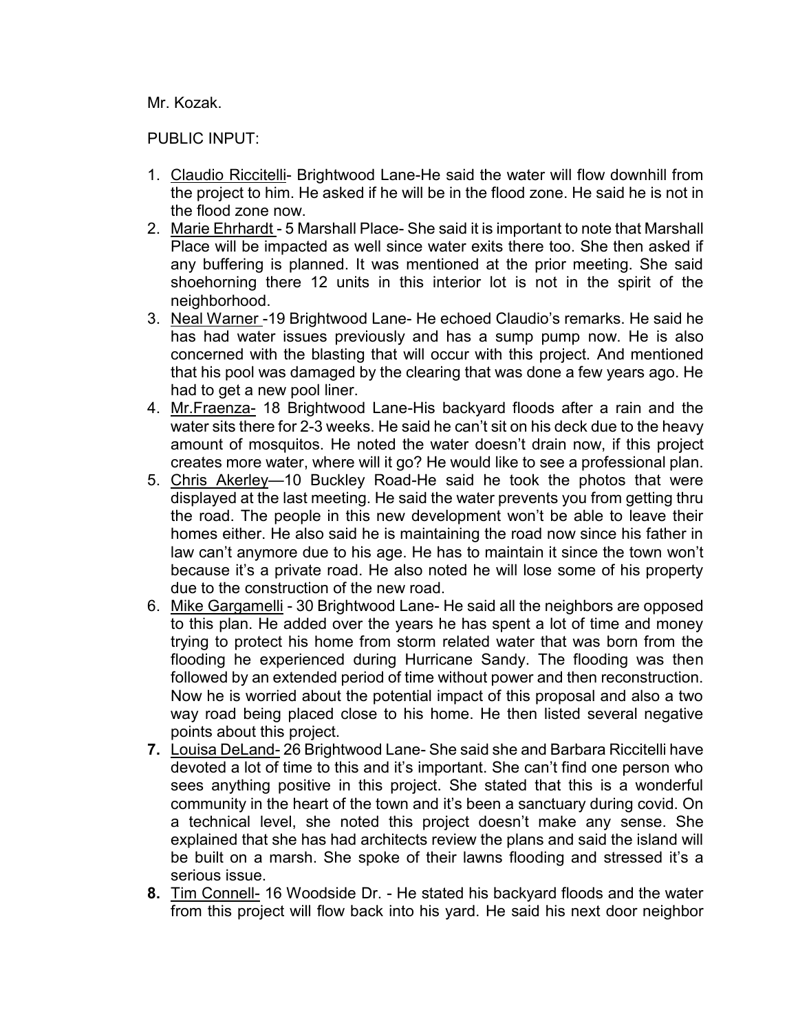Mr. Kozak.

PUBLIC INPUT:

1. Claudio Riccitelli- Brightwood Lane-He said the water will flow downhill from the project to him. He asked if he will be in the flood zone. He said he is not in the flood zone now.
2. Marie Ehrhardt - 5 Marshall Place- She said it is important to note that Marshall Place will be impacted as well since water exits there too. She then asked if any buffering is planned. It was mentioned at the prior meeting. She said shoehorning there 12 units in this interior lot is not in the spirit of the neighborhood.
3. Neal Warner -19 Brightwood Lane- He echoed Claudio's remarks. He said he has had water issues previously and has a sump pump now. He is also concerned with the blasting that will occur with this project. And mentioned that his pool was damaged by the clearing that was done a few years ago. He had to get a new pool liner.
4. Mr.Fraenza- 18 Brightwood Lane-His backyard floods after a rain and the water sits there for 2-3 weeks. He said he can't sit on his deck due to the heavy amount of mosquitos. He noted the water doesn't drain now, if this project creates more water, where will it go? He would like to see a professional plan.
5. Chris Akerley—10 Buckley Road-He said he took the photos that were displayed at the last meeting. He said the water prevents you from getting thru the road. The people in this new development won't be able to leave their homes either. He also said he is maintaining the road now since his father in law can't anymore due to his age. He has to maintain it since the town won't because it's a private road. He also noted he will lose some of his property due to the construction of the new road.
6. Mike Gargamelli - 30 Brightwood Lane- He said all the neighbors are opposed to this plan. He added over the years he has spent a lot of time and money trying to protect his home from storm related water that was born from the flooding he experienced during Hurricane Sandy. The flooding was then followed by an extended period of time without power and then reconstruction. Now he is worried about the potential impact of this proposal and also a two way road being placed close to his home. He then listed several negative points about this project.
7. Louisa DeLand- 26 Brightwood Lane- She said she and Barbara Riccitelli have devoted a lot of time to this and it's important. She can't find one person who sees anything positive in this project. She stated that this is a wonderful community in the heart of the town and it's been a sanctuary during covid. On a technical level, she noted this project doesn't make any sense. She explained that she has had architects review the plans and said the island will be built on a marsh. She spoke of their lawns flooding and stressed it's a serious issue.
8. Tim Connell- 16 Woodside Dr. - He stated his backyard floods and the water from this project will flow back into his yard. He said his next door neighbor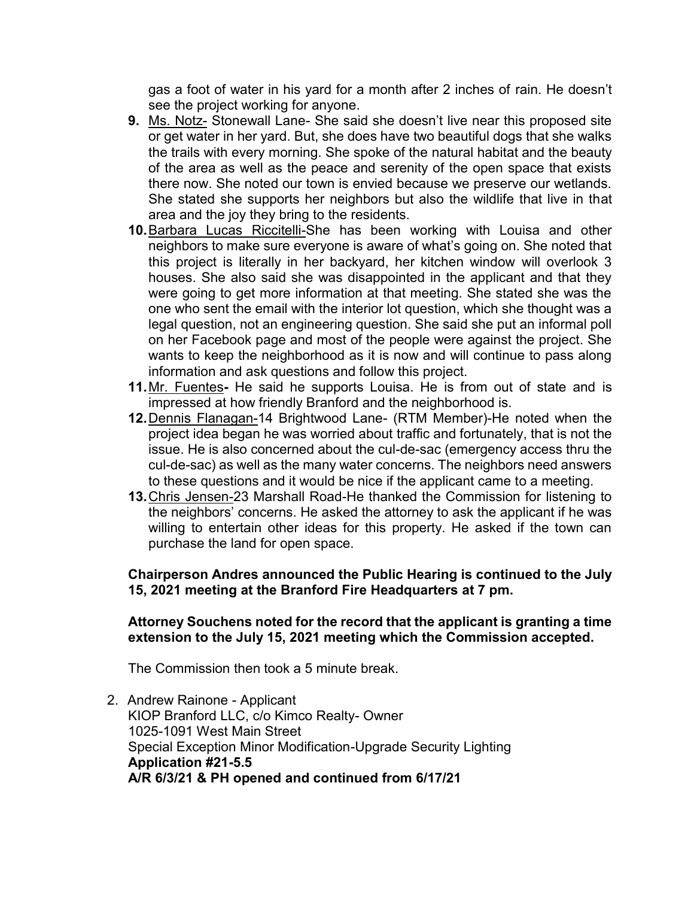gas a foot of water in his yard for a month after 2 inches of rain. He doesn't see the project working for anyone.

9. Ms. Notz- Stonewall Lane- She said she doesn't live near this proposed site or get water in her yard. But, she does have two beautiful dogs that she walks the trails with every morning. She spoke of the natural habitat and the beauty of the area as well as the peace and serenity of the open space that exists there now. She noted our town is envied because we preserve our wetlands. She stated she supports her neighbors but also the wildlife that live in that area and the joy they bring to the residents.
10. Barbara Lucas Riccitelli-She has been working with Louisa and other neighbors to make sure everyone is aware of what's going on. She noted that this project is literally in her backyard, her kitchen window will overlook 3 houses. She also said she was disappointed in the applicant and that they were going to get more information at that meeting. She stated she was the one who sent the email with the interior lot question, which she thought was a legal question, not an engineering question. She said she put an informal poll on her Facebook page and most of the people were against the project. She wants to keep the neighborhood as it is now and will continue to pass along information and ask questions and follow this project.
11. Mr. Fuentes**-** He said he supports Louisa. He is from out of state and is impressed at how friendly Branford and the neighborhood is.
12. Dennis Flanagan-14 Brightwood Lane- (RTM Member)-He noted when the project idea began he was worried about traffic and fortunately, that is not the issue. He is also concerned about the cul-de-sac (emergency access thru the cul-de-sac) as well as the many water concerns. The neighbors need answers to these questions and it would be nice if the applicant came to a meeting.
13. Chris Jensen-23 Marshall Road-He thanked the Commission for listening to the neighbors' concerns. He asked the attorney to ask the applicant if he was willing to entertain other ideas for this property. He asked if the town can purchase the land for open space.

**Chairperson Andres announced the Public Hearing is continued to the July 15, 2021 meeting at the Branford Fire Headquarters at 7 pm.**

**Attorney Souchens noted for the record that the applicant is granting a time extension to the July 15, 2021 meeting which the Commission accepted.**

The Commission then took a 5 minute break.

2. Andrew Rainone - Applicant
   KIOP Branford LLC, c/o Kimco Realty- Owner
   1025-1091 West Main Street
   Special Exception Minor Modification-Upgrade Security Lighting
   **Application #21-5.5**
   **A/R 6/3/21 & PH opened and continued from 6/17/21**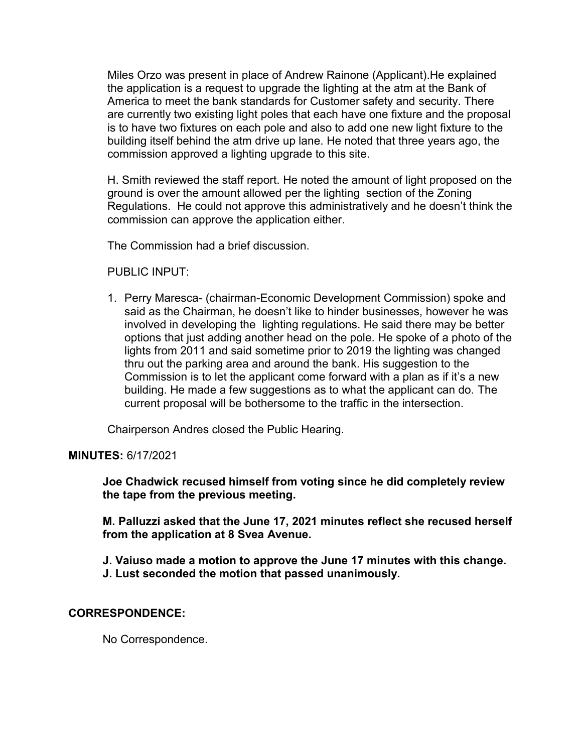Miles Orzo was present in place of Andrew Rainone (Applicant).He explained the application is a request to upgrade the lighting at the atm at the Bank of America to meet the bank standards for Customer safety and security. There are currently two existing light poles that each have one fixture and the proposal is to have two fixtures on each pole and also to add one new light fixture to the building itself behind the atm drive up lane. He noted that three years ago, the commission approved a lighting upgrade to this site.

H. Smith reviewed the staff report. He noted the amount of light proposed on the ground is over the amount allowed per the lighting section of the Zoning Regulations. He could not approve this administratively and he doesn't think the commission can approve the application either.

The Commission had a brief discussion.

PUBLIC INPUT:

1. Perry Maresca- (chairman-Economic Development Commission) spoke and said as the Chairman, he doesn't like to hinder businesses, however he was involved in developing the lighting regulations. He said there may be better options that just adding another head on the pole. He spoke of a photo of the lights from 2011 and said sometime prior to 2019 the lighting was changed thru out the parking area and around the bank. His suggestion to the Commission is to let the applicant come forward with a plan as if it's a new building. He made a few suggestions as to what the applicant can do. The current proposal will be bothersome to the traffic in the intersection.

Chairperson Andres closed the Public Hearing.

**MINUTES:** 6/17/2021

**Joe Chadwick recused himself from voting since he did completely review the tape from the previous meeting.**

**M. Palluzzi asked that the June 17, 2021 minutes reflect she recused herself from the application at 8 Svea Avenue.**

**J. Vaiuso made a motion to approve the June 17 minutes with this change.**
**J. Lust seconded the motion that passed unanimously.**

**CORRESPONDENCE:**

No Correspondence.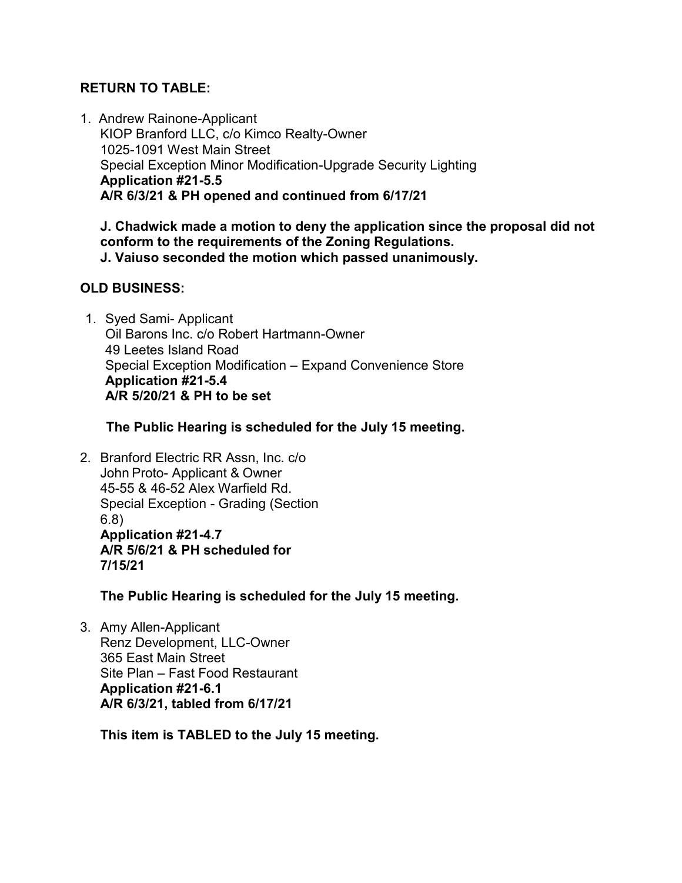**RETURN TO TABLE:**

1. Andrew Rainone-Applicant
   KIOP Branford LLC, c/o Kimco Realty-Owner
   1025-1091 West Main Street
   Special Exception Minor Modification-Upgrade Security Lighting
   **Application #21-5.5**
   **A/R 6/3/21 & PH opened and continued from 6/17/21**

   **J. Chadwick made a motion to deny the application since the proposal did not conform to the requirements of the Zoning Regulations.**
   **J. Vaiuso seconded the motion which passed unanimously.**

**OLD BUSINESS:**

1. Syed Sami- Applicant
   Oil Barons Inc. c/o Robert Hartmann-Owner
   49 Leetes Island Road
   Special Exception Modification – Expand Convenience Store
   **Application #21-5.4**
   **A/R 5/20/21 & PH to be set**

   **The Public Hearing is scheduled for the July 15 meeting.**

2. Branford Electric RR Assn, Inc. c/o
   John Proto- Applicant & Owner
   45-55 & 46-52 Alex Warfield Rd.
   Special Exception - Grading (Section 6.8)
   **Application #21-4.7**
   **A/R 5/6/21 & PH scheduled for 7/15/21**

   **The Public Hearing is scheduled for the July 15 meeting.**

3. Amy Allen-Applicant
   Renz Development, LLC-Owner
   365 East Main Street
   Site Plan – Fast Food Restaurant
   **Application #21-6.1**
   **A/R 6/3/21, tabled from 6/17/21**

   **This item is TABLED to the July 15 meeting.**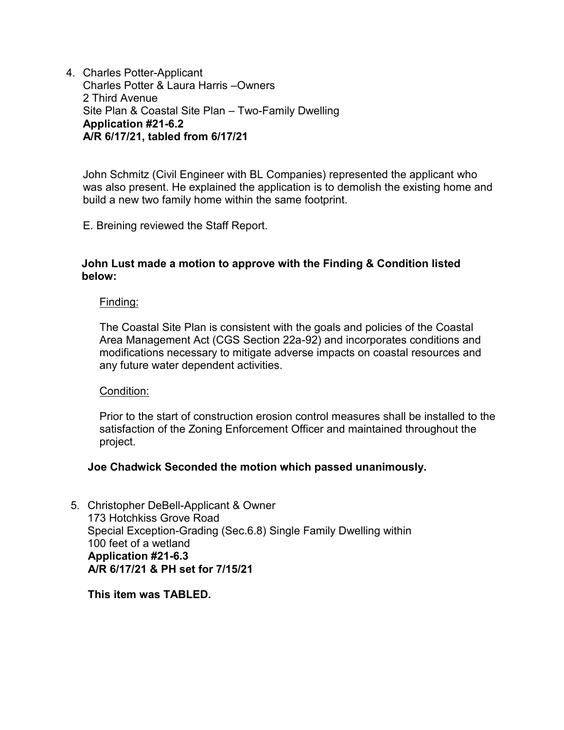4. Charles Potter-Applicant
   Charles Potter & Laura Harris –Owners
   2 Third Avenue
   Site Plan & Coastal Site Plan – Two-Family Dwelling
   **Application #21-6.2**
   **A/R 6/17/21, tabled from 6/17/21**

   John Schmitz (Civil Engineer with BL Companies) represented the applicant who was also present. He explained the application is to demolish the existing home and build a new two family home within the same footprint.

   E. Breining reviewed the Staff Report.

   **John Lust made a motion to approve with the Finding & Condition listed below:**

   Finding:

   The Coastal Site Plan is consistent with the goals and policies of the Coastal Area Management Act (CGS Section 22a-92) and incorporates conditions and modifications necessary to mitigate adverse impacts on coastal resources and any future water dependent activities.

   Condition:

   Prior to the start of construction erosion control measures shall be installed to the satisfaction of the Zoning Enforcement Officer and maintained throughout the project.

   **Joe Chadwick Seconded the motion which passed unanimously.**

5. Christopher DeBell-Applicant & Owner
   173 Hotchkiss Grove Road
   Special Exception-Grading (Sec.6.8) Single Family Dwelling within 100 feet of a wetland
   **Application #21-6.3**
   **A/R 6/17/21 & PH set for 7/15/21**

   **This item was TABLED.**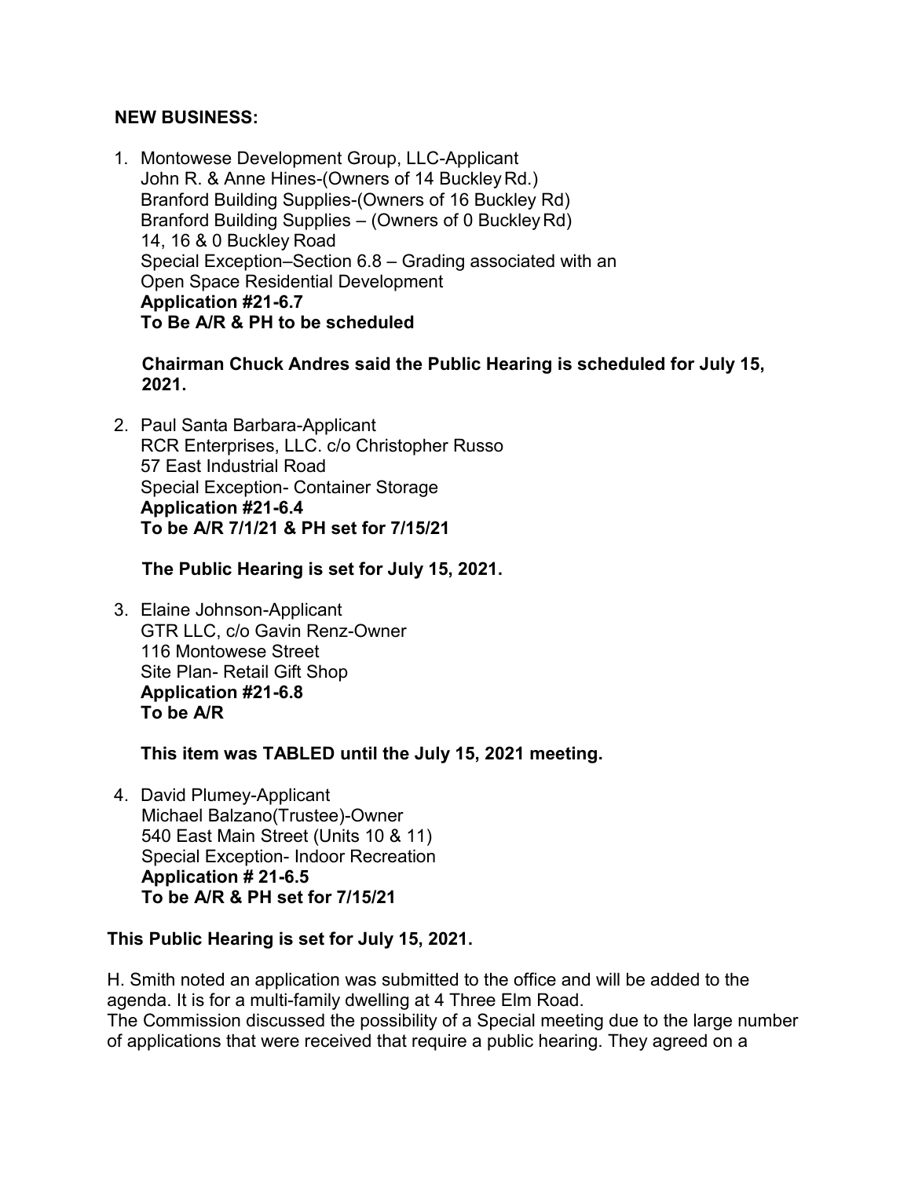**NEW BUSINESS:**

1. Montowese Development Group, LLC-Applicant
   John R. & Anne Hines-(Owners of 14 Buckley Rd.)
   Branford Building Supplies-(Owners of 16 Buckley Rd)
   Branford Building Supplies – (Owners of 0 Buckley Rd)
   14, 16 & 0 Buckley Road
   Special Exception–Section 6.8 – Grading associated with an Open Space Residential Development
   **Application #21-6.7**
   **To Be A/R & PH to be scheduled**

   **Chairman Chuck Andres said the Public Hearing is scheduled for July 15, 2021.**

2. Paul Santa Barbara-Applicant
   RCR Enterprises, LLC. c/o Christopher Russo
   57 East Industrial Road
   Special Exception- Container Storage
   **Application #21-6.4**
   **To be A/R 7/1/21 & PH set for 7/15/21**

   **The Public Hearing is set for July 15, 2021.**

3. Elaine Johnson-Applicant
   GTR LLC, c/o Gavin Renz-Owner
   116 Montowese Street
   Site Plan- Retail Gift Shop
   **Application #21-6.8**
   **To be A/R**

   **This item was TABLED until the July 15, 2021 meeting.**

4. David Plumey-Applicant
   Michael Balzano(Trustee)-Owner
   540 East Main Street (Units 10 & 11)
   Special Exception- Indoor Recreation
   **Application # 21-6.5**
   **To be A/R & PH set for 7/15/21**

**This Public Hearing is set for July 15, 2021.**

H. Smith noted an application was submitted to the office and will be added to the agenda. It is for a multi-family dwelling at 4 Three Elm Road.
The Commission discussed the possibility of a Special meeting due to the large number of applications that were received that require a public hearing. They agreed on a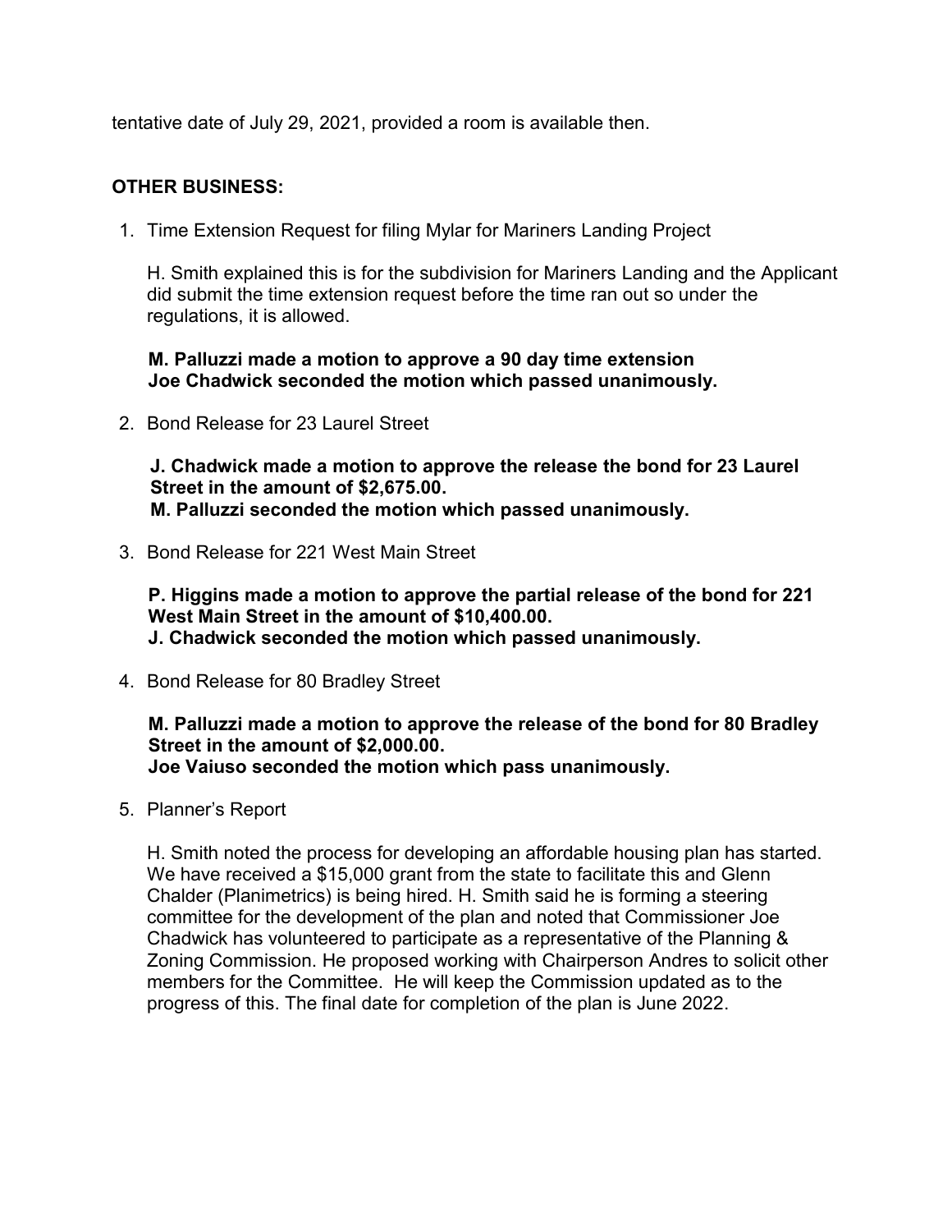tentative date of July 29, 2021, provided a room is available then.

**OTHER BUSINESS:**

1. Time Extension Request for filing Mylar for Mariners Landing Project

   H. Smith explained this is for the subdivision for Mariners Landing and the Applicant did submit the time extension request before the time ran out so under the regulations, it is allowed.

   **M. Palluzzi made a motion to approve a 90 day time extension**
   **Joe Chadwick seconded the motion which passed unanimously.**

2. Bond Release for 23 Laurel Street

   **J. Chadwick made a motion to approve the release the bond for 23 Laurel Street in the amount of $2,675.00.**
   **M. Palluzzi seconded the motion which passed unanimously.**

3. Bond Release for 221 West Main Street

   **P. Higgins made a motion to approve the partial release of the bond for 221 West Main Street in the amount of $10,400.00.**
   **J. Chadwick seconded the motion which passed unanimously.**

4. Bond Release for 80 Bradley Street

   **M. Palluzzi made a motion to approve the release of the bond for 80 Bradley Street in the amount of $2,000.00.**
   **Joe Vaiuso seconded the motion which pass unanimously.**

5. Planner's Report

   H. Smith noted the process for developing an affordable housing plan has started. We have received a $15,000 grant from the state to facilitate this and Glenn Chalder (Planimetrics) is being hired. H. Smith said he is forming a steering committee for the development of the plan and noted that Commissioner Joe Chadwick has volunteered to participate as a representative of the Planning & Zoning Commission. He proposed working with Chairperson Andres to solicit other members for the Committee. He will keep the Commission updated as to the progress of this. The final date for completion of the plan is June 2022.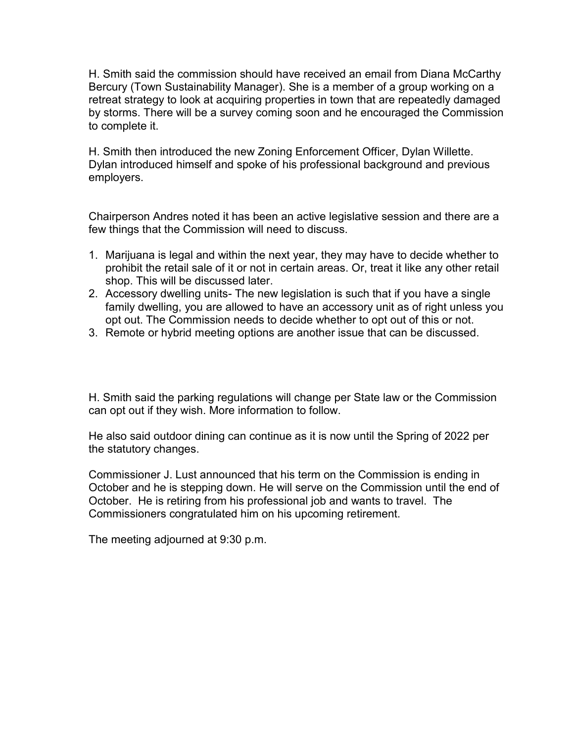H. Smith said the commission should have received an email from Diana McCarthy Bercury (Town Sustainability Manager). She is a member of a group working on a retreat strategy to look at acquiring properties in town that are repeatedly damaged by storms. There will be a survey coming soon and he encouraged the Commission to complete it.

H. Smith then introduced the new Zoning Enforcement Officer, Dylan Willette. Dylan introduced himself and spoke of his professional background and previous employers.

Chairperson Andres noted it has been an active legislative session and there are a few things that the Commission will need to discuss.

1. Marijuana is legal and within the next year, they may have to decide whether to prohibit the retail sale of it or not in certain areas. Or, treat it like any other retail shop. This will be discussed later.
2. Accessory dwelling units- The new legislation is such that if you have a single family dwelling, you are allowed to have an accessory unit as of right unless you opt out. The Commission needs to decide whether to opt out of this or not.
3. Remote or hybrid meeting options are another issue that can be discussed.

H. Smith said the parking regulations will change per State law or the Commission can opt out if they wish. More information to follow.

He also said outdoor dining can continue as it is now until the Spring of 2022 per the statutory changes.

Commissioner J. Lust announced that his term on the Commission is ending in October and he is stepping down. He will serve on the Commission until the end of October. He is retiring from his professional job and wants to travel. The Commissioners congratulated him on his upcoming retirement.

The meeting adjourned at 9:30 p.m.